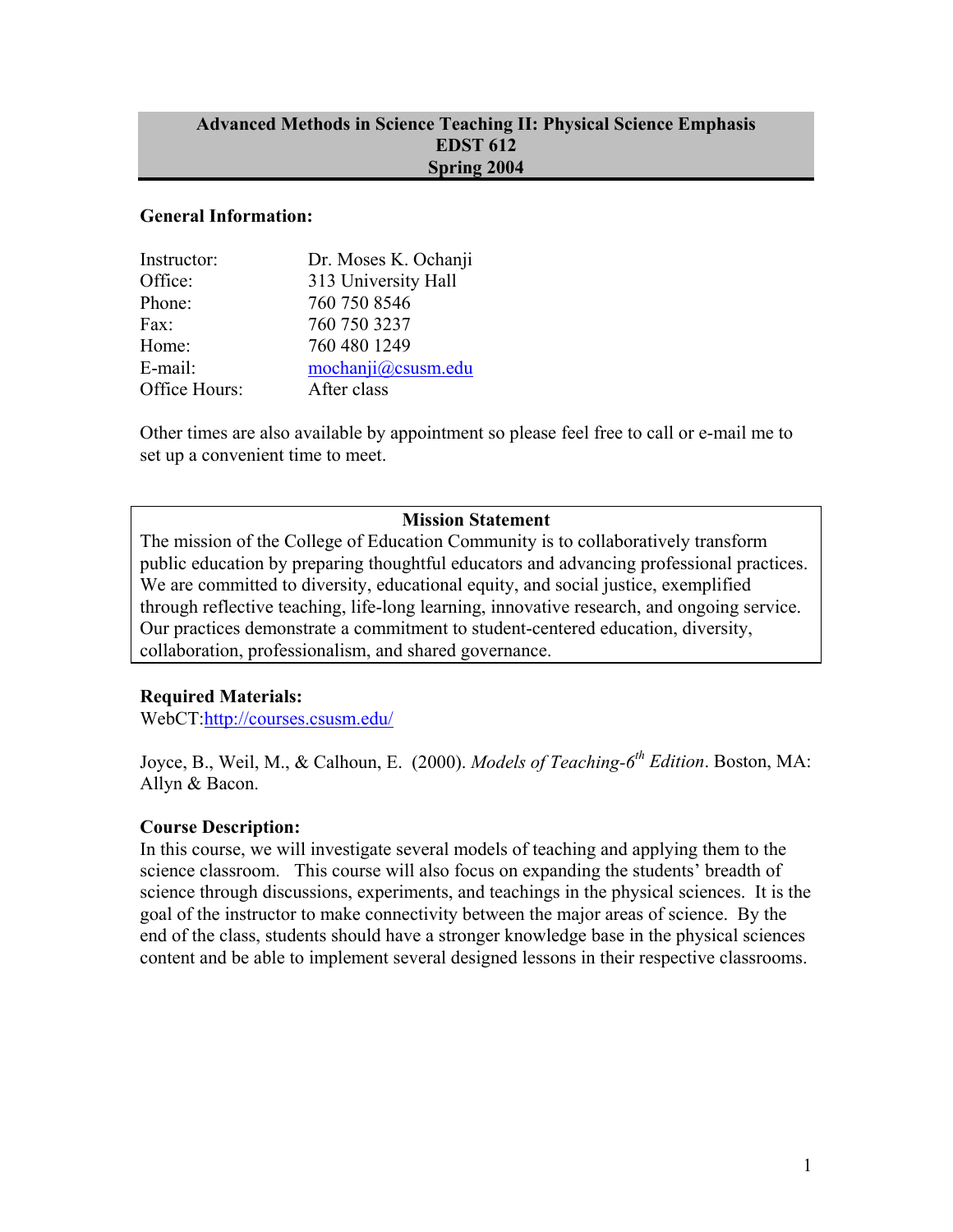# Advanced Methods in Science Teaching II: Physical Science Emphasis
# EDST 612
# Spring 2004

**General Information:**

| | |
|---|---|
| Instructor: | Dr. Moses K. Ochanji |
| Office: | 313 University Hall |
| Phone: | 760 750 8546 |
| Fax: | 760 750 3237 |
| Home: | 760 480 1249 |
| E-mail: | mochanji@csusm.edu |
| Office Hours: | After class |

Other times are also available by appointment so please feel free to call or e-mail me to set up a convenient time to meet.

**Mission Statement**

The mission of the College of Education Community is to collaboratively transform public education by preparing thoughtful educators and advancing professional practices. We are committed to diversity, educational equity, and social justice, exemplified through reflective teaching, life-long learning, innovative research, and ongoing service. Our practices demonstrate a commitment to student-centered education, diversity, collaboration, professionalism, and shared governance.

**Required Materials:**

WebCT:http://courses.csusm.edu/

Joyce, B., Weil, M., & Calhoun, E. (2000). *Models of Teaching-6th Edition*. Boston, MA: Allyn & Bacon.

**Course Description:**

In this course, we will investigate several models of teaching and applying them to the science classroom. This course will also focus on expanding the students' breadth of science through discussions, experiments, and teachings in the physical sciences. It is the goal of the instructor to make connectivity between the major areas of science. By the end of the class, students should have a stronger knowledge base in the physical sciences content and be able to implement several designed lessons in their respective classrooms.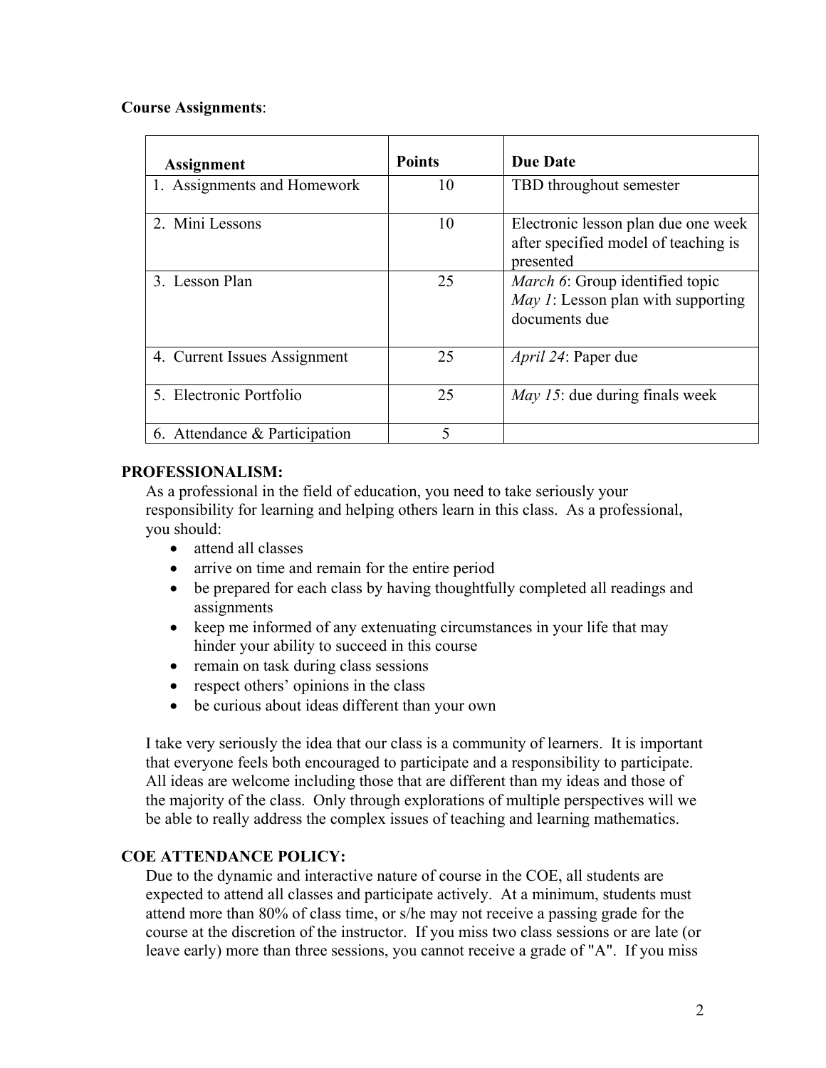**Course Assignments**:

| Assignment | Points | Due Date |
|---|---|---|
| 1. Assignments and Homework | 10 | TBD throughout semester |
| 2. Mini Lessons | 10 | Electronic lesson plan due one week after specified model of teaching is presented |
| 3. Lesson Plan | 25 | *March 6*: Group identified topic<br>*May 1*: Lesson plan with supporting documents due |
| 4. Current Issues Assignment | 25 | *April 24*: Paper due |
| 5. Electronic Portfolio | 25 | *May 15*: due during finals week |
| 6. Attendance & Participation | 5 | |

**PROFESSIONALISM:**

As a professional in the field of education, you need to take seriously your responsibility for learning and helping others learn in this class. As a professional, you should:

- attend all classes
- arrive on time and remain for the entire period
- be prepared for each class by having thoughtfully completed all readings and assignments
- keep me informed of any extenuating circumstances in your life that may hinder your ability to succeed in this course
- remain on task during class sessions
- respect others' opinions in the class
- be curious about ideas different than your own

I take very seriously the idea that our class is a community of learners. It is important that everyone feels both encouraged to participate and a responsibility to participate. All ideas are welcome including those that are different than my ideas and those of the majority of the class. Only through explorations of multiple perspectives will we be able to really address the complex issues of teaching and learning mathematics.

**COE ATTENDANCE POLICY:**

Due to the dynamic and interactive nature of course in the COE, all students are expected to attend all classes and participate actively. At a minimum, students must attend more than 80% of class time, or s/he may not receive a passing grade for the course at the discretion of the instructor. If you miss two class sessions or are late (or leave early) more than three sessions, you cannot receive a grade of "A". If you miss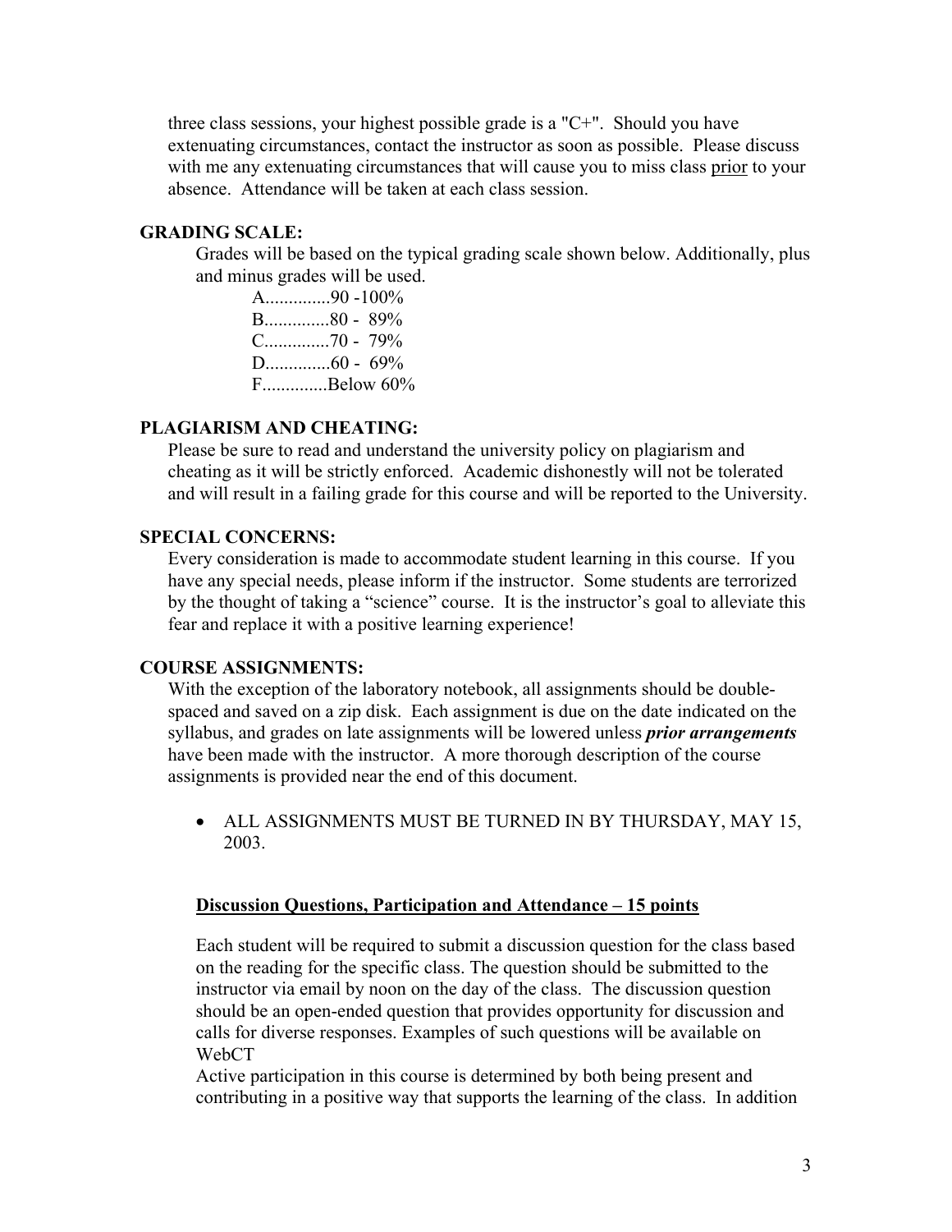three class sessions, your highest possible grade is a "C+". Should you have extenuating circumstances, contact the instructor as soon as possible. Please discuss with me any extenuating circumstances that will cause you to miss class <u>prior</u> to your absence. Attendance will be taken at each class session.

### GRADING SCALE:

Grades will be based on the typical grading scale shown below. Additionally, plus and minus grades will be used.

A.............90 -100%
B.............80 - 89%
C.............70 - 79%
D.............60 - 69%
F.............Below 60%

### PLAGIARISM AND CHEATING:

Please be sure to read and understand the university policy on plagiarism and cheating as it will be strictly enforced. Academic dishonestly will not be tolerated and will result in a failing grade for this course and will be reported to the University.

### SPECIAL CONCERNS:

Every consideration is made to accommodate student learning in this course. If you have any special needs, please inform if the instructor. Some students are terrorized by the thought of taking a "science" course. It is the instructor's goal to alleviate this fear and replace it with a positive learning experience!

### COURSE ASSIGNMENTS:

With the exception of the laboratory notebook, all assignments should be double-spaced and saved on a zip disk. Each assignment is due on the date indicated on the syllabus, and grades on late assignments will be lowered unless ***prior arrangements*** have been made with the instructor. A more thorough description of the course assignments is provided near the end of this document.

- ALL ASSIGNMENTS MUST BE TURNED IN BY THURSDAY, MAY 15, 2003.

#### <u>Discussion Questions, Participation and Attendance – 15 points</u>

Each student will be required to submit a discussion question for the class based on the reading for the specific class. The question should be submitted to the instructor via email by noon on the day of the class. The discussion question should be an open-ended question that provides opportunity for discussion and calls for diverse responses. Examples of such questions will be available on WebCT

Active participation in this course is determined by both being present and contributing in a positive way that supports the learning of the class. In addition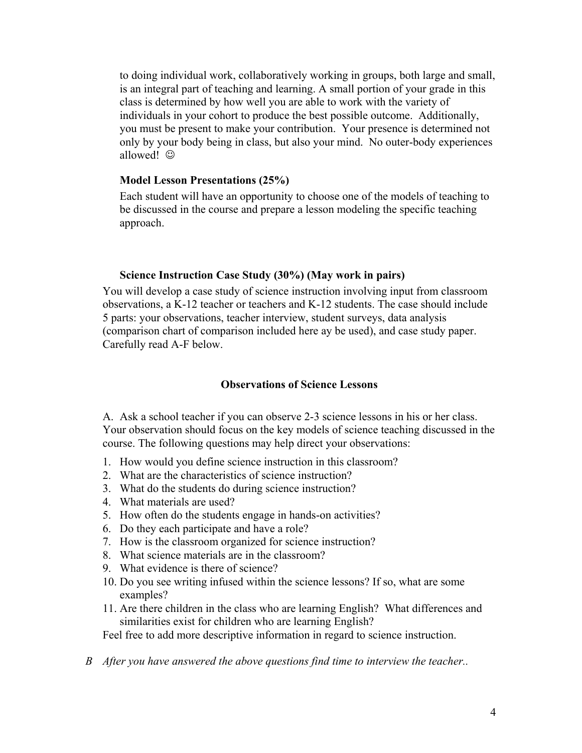to doing individual work, collaboratively working in groups, both large and small, is an integral part of teaching and learning. A small portion of your grade in this class is determined by how well you are able to work with the variety of individuals in your cohort to produce the best possible outcome. Additionally, you must be present to make your contribution. Your presence is determined not only by your body being in class, but also your mind. No outer-body experiences allowed! ☺

**Model Lesson Presentations (25%)**

Each student will have an opportunity to choose one of the models of teaching to be discussed in the course and prepare a lesson modeling the specific teaching approach.

**Science Instruction Case Study (30%) (May work in pairs)**

You will develop a case study of science instruction involving input from classroom observations, a K-12 teacher or teachers and K-12 students. The case should include 5 parts: your observations, teacher interview, student surveys, data analysis (comparison chart of comparison included here ay be used), and case study paper. Carefully read A-F below.

**Observations of Science Lessons**

A. Ask a school teacher if you can observe 2-3 science lessons in his or her class. Your observation should focus on the key models of science teaching discussed in the course. The following questions may help direct your observations:

1. How would you define science instruction in this classroom?
2. What are the characteristics of science instruction?
3. What do the students do during science instruction?
4. What materials are used?
5. How often do the students engage in hands-on activities?
6. Do they each participate and have a role?
7. How is the classroom organized for science instruction?
8. What science materials are in the classroom?
9. What evidence is there of science?
10. Do you see writing infused within the science lessons? If so, what are some examples?
11. Are there children in the class who are learning English? What differences and similarities exist for children who are learning English?

Feel free to add more descriptive information in regard to science instruction.

*B After you have answered the above questions find time to interview the teacher..*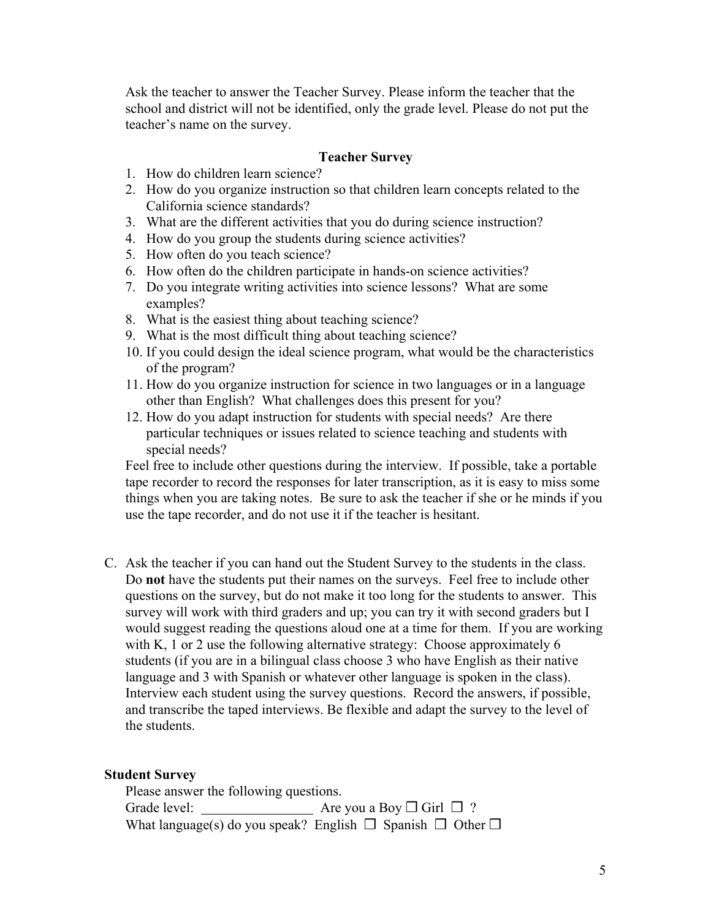Ask the teacher to answer the Teacher Survey. Please inform the teacher that the school and district will not be identified, only the grade level. Please do not put the teacher's name on the survey.

**Teacher Survey**

1. How do children learn science?
2. How do you organize instruction so that children learn concepts related to the California science standards?
3. What are the different activities that you do during science instruction?
4. How do you group the students during science activities?
5. How often do you teach science?
6. How often do the children participate in hands-on science activities?
7. Do you integrate writing activities into science lessons? What are some examples?
8. What is the easiest thing about teaching science?
9. What is the most difficult thing about teaching science?
10. If you could design the ideal science program, what would be the characteristics of the program?
11. How do you organize instruction for science in two languages or in a language other than English? What challenges does this present for you?
12. How do you adapt instruction for students with special needs? Are there particular techniques or issues related to science teaching and students with special needs?

Feel free to include other questions during the interview. If possible, take a portable tape recorder to record the responses for later transcription, as it is easy to miss some things when you are taking notes. Be sure to ask the teacher if she or he minds if you use the tape recorder, and do not use it if the teacher is hesitant.

C. Ask the teacher if you can hand out the Student Survey to the students in the class. Do **not** have the students put their names on the surveys. Feel free to include other questions on the survey, but do not make it too long for the students to answer. This survey will work with third graders and up; you can try it with second graders but I would suggest reading the questions aloud one at a time for them. If you are working with K, 1 or 2 use the following alternative strategy: Choose approximately 6 students (if you are in a bilingual class choose 3 who have English as their native language and 3 with Spanish or whatever other language is spoken in the class). Interview each student using the survey questions. Record the answers, if possible, and transcribe the taped interviews. Be flexible and adapt the survey to the level of the students.

**Student Survey**

Please answer the following questions.

Grade level: ________________ Are you a Boy ☐ Girl ☐ ?

What language(s) do you speak? English ☐ Spanish ☐ Other ☐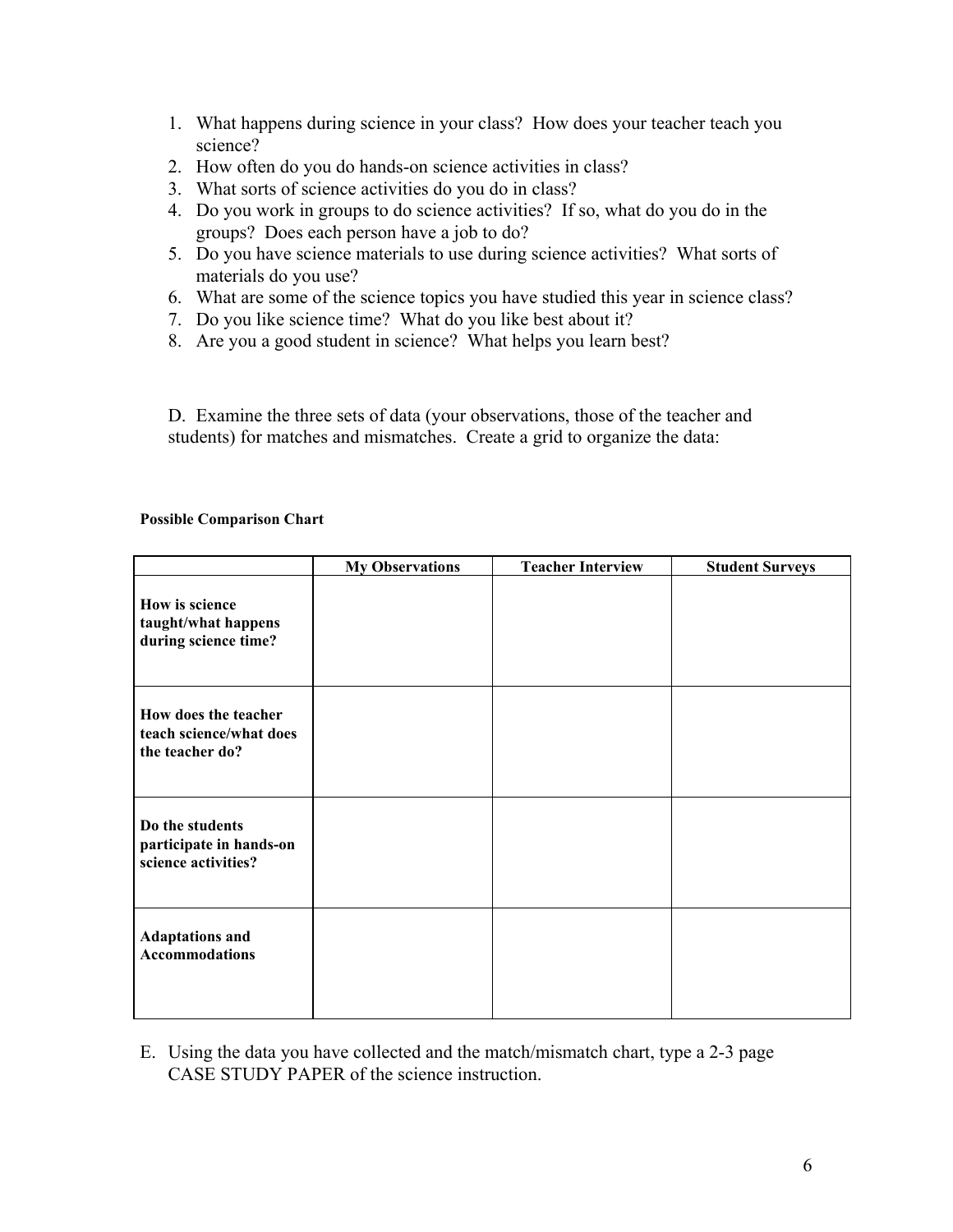1. What happens during science in your class? How does your teacher teach you science?
2. How often do you do hands-on science activities in class?
3. What sorts of science activities do you do in class?
4. Do you work in groups to do science activities? If so, what do you do in the groups? Does each person have a job to do?
5. Do you have science materials to use during science activities? What sorts of materials do you use?
6. What are some of the science topics you have studied this year in science class?
7. Do you like science time? What do you like best about it?
8. Are you a good student in science? What helps you learn best?

D. Examine the three sets of data (your observations, those of the teacher and students) for matches and mismatches. Create a grid to organize the data:

**Possible Comparison Chart**

| | **My Observations** | **Teacher Interview** | **Student Surveys** |
|---|---|---|---|
| **How is science taught/what happens during science time?** | | | |
| **How does the teacher teach science/what does the teacher do?** | | | |
| **Do the students participate in hands-on science activities?** | | | |
| **Adaptations and Accommodations** | | | |

E. Using the data you have collected and the match/mismatch chart, type a 2-3 page CASE STUDY PAPER of the science instruction.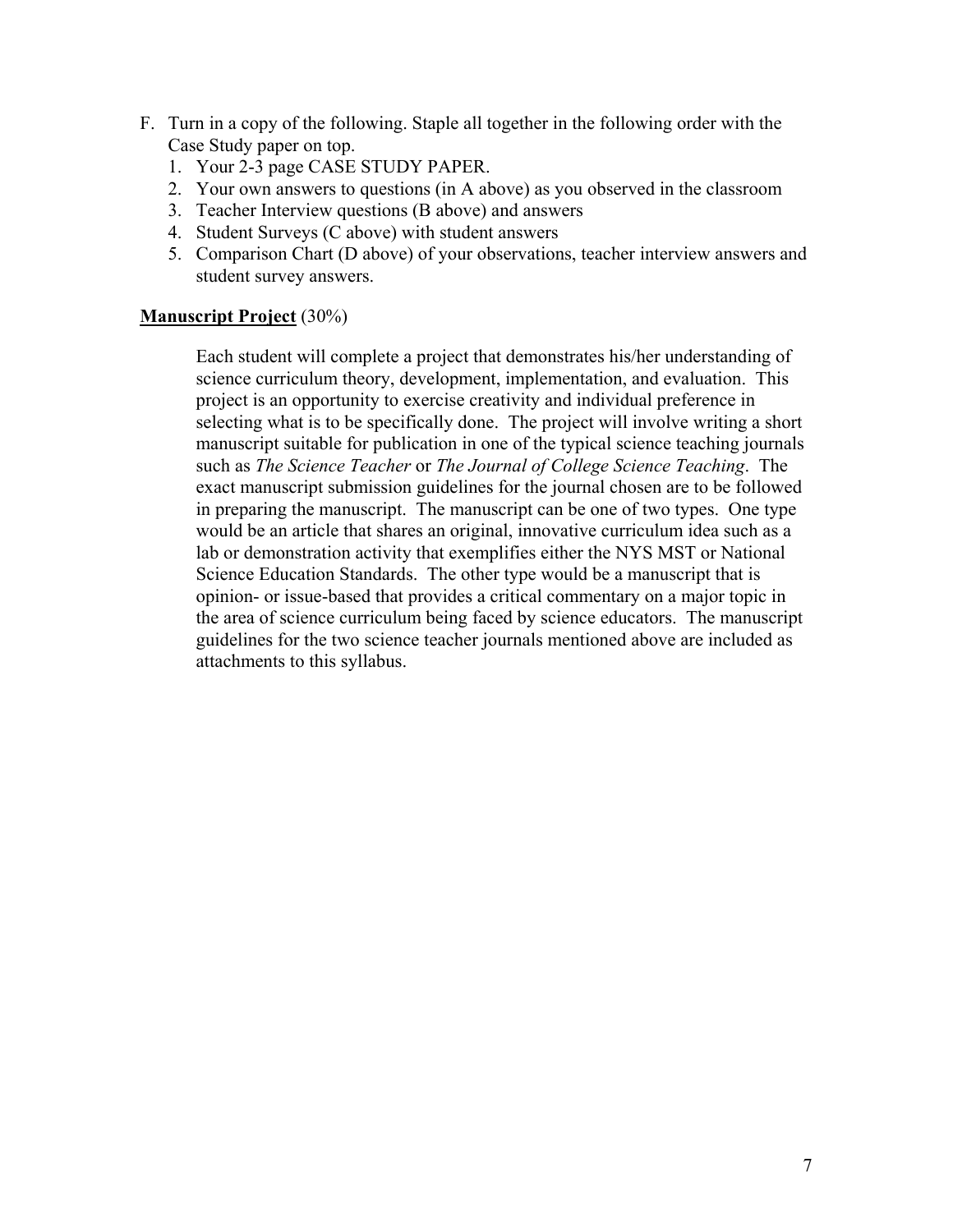F. Turn in a copy of the following. Staple all together in the following order with the Case Study paper on top.
   1. Your 2-3 page CASE STUDY PAPER.
   2. Your own answers to questions (in A above) as you observed in the classroom
   3. Teacher Interview questions (B above) and answers
   4. Student Surveys (C above) with student answers
   5. Comparison Chart (D above) of your observations, teacher interview answers and student survey answers.

**<u>Manuscript Project</u>** (30%)

Each student will complete a project that demonstrates his/her understanding of science curriculum theory, development, implementation, and evaluation. This project is an opportunity to exercise creativity and individual preference in selecting what is to be specifically done. The project will involve writing a short manuscript suitable for publication in one of the typical science teaching journals such as *The Science Teacher* or *The Journal of College Science Teaching*. The exact manuscript submission guidelines for the journal chosen are to be followed in preparing the manuscript. The manuscript can be one of two types. One type would be an article that shares an original, innovative curriculum idea such as a lab or demonstration activity that exemplifies either the NYS MST or National Science Education Standards. The other type would be a manuscript that is opinion- or issue-based that provides a critical commentary on a major topic in the area of science curriculum being faced by science educators. The manuscript guidelines for the two science teacher journals mentioned above are included as attachments to this syllabus.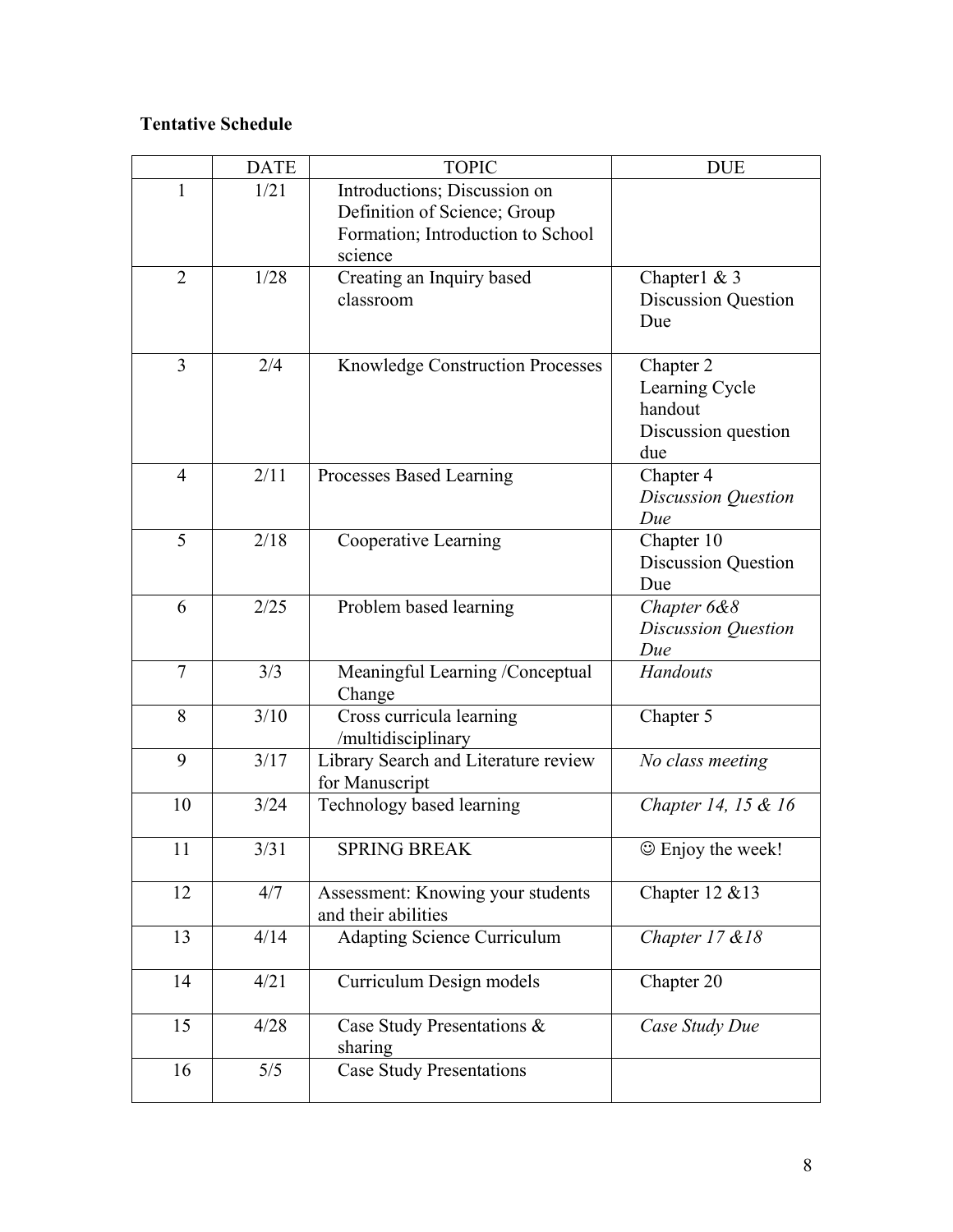**Tentative Schedule**

| | DATE | TOPIC | DUE |
|---|---|---|---|
| 1 | 1/21 | Introductions; Discussion on Definition of Science; Group Formation; Introduction to School science | |
| 2 | 1/28 | Creating an Inquiry based classroom | Chapter1 & 3 Discussion Question Due |
| 3 | 2/4 | Knowledge Construction Processes | Chapter 2 Learning Cycle handout Discussion question due |
| 4 | 2/11 | Processes Based Learning | Chapter 4 *Discussion Question Due* |
| 5 | 2/18 | Cooperative Learning | Chapter 10 Discussion Question Due |
| 6 | 2/25 | Problem based learning | *Chapter 6&8 Discussion Question Due* |
| 7 | 3/3 | Meaningful Learning /Conceptual Change | *Handouts* |
| 8 | 3/10 | Cross curricula learning /multidisciplinary | Chapter 5 |
| 9 | 3/17 | Library Search and Literature review for Manuscript | *No class meeting* |
| 10 | 3/24 | Technology based learning | *Chapter 14, 15 & 16* |
| 11 | 3/31 | SPRING BREAK | ☺ Enjoy the week! |
| 12 | 4/7 | Assessment: Knowing your students and their abilities | Chapter 12 &13 |
| 13 | 4/14 | Adapting Science Curriculum | *Chapter 17 &18* |
| 14 | 4/21 | Curriculum Design models | Chapter 20 |
| 15 | 4/28 | Case Study Presentations & sharing | *Case Study Due* |
| 16 | 5/5 | Case Study Presentations | |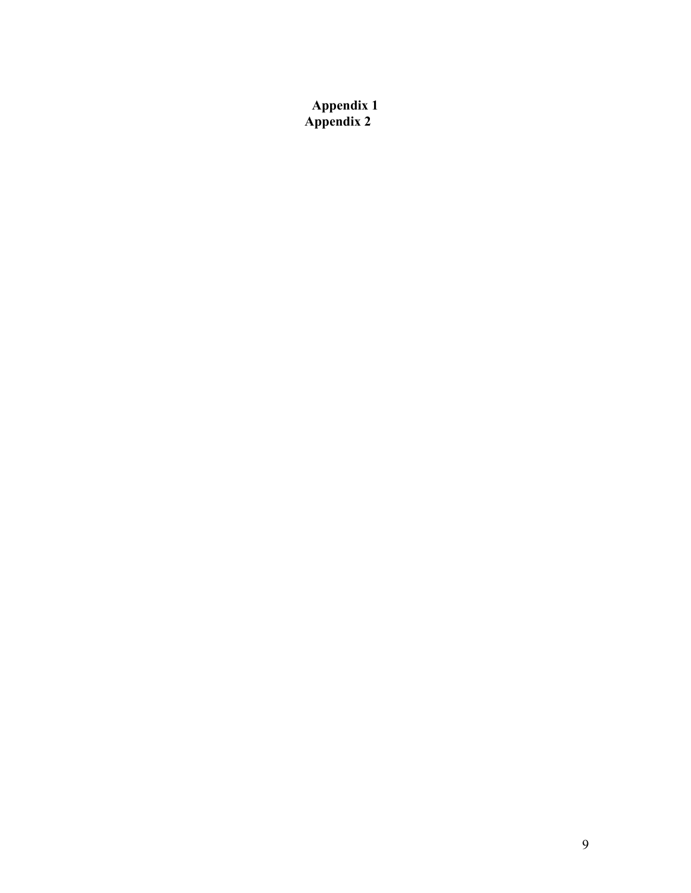**Appendix 1**

**Appendix 2**